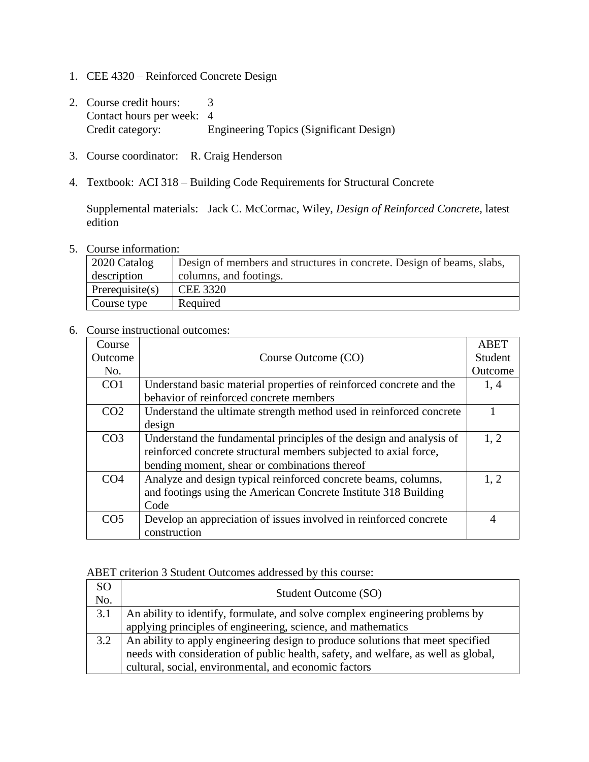1. CEE 4320 – Reinforced Concrete Design

2. Course credit hours: 3
   Contact hours per week: 4
   Credit category: Engineering Topics (Significant Design)

3. Course coordinator: R. Craig Henderson

4. Textbook: ACI 318 – Building Code Requirements for Structural Concrete

   Supplemental materials: Jack C. McCormac, Wiley, *Design of Reinforced Concrete*, latest edition

5. Course information:

| 2020 Catalog description | Design of members and structures in concrete. Design of beams, slabs, columns, and footings. |
|---|---|
| Prerequisite(s) | CEE 3320 |
| Course type | Required |

6. Course instructional outcomes:

| Course Outcome No. | Course Outcome (CO) | ABET Student Outcome |
|---|---|---|
| CO1 | Understand basic material properties of reinforced concrete and the behavior of reinforced concrete members | 1, 4 |
| CO2 | Understand the ultimate strength method used in reinforced concrete design | 1 |
| CO3 | Understand the fundamental principles of the design and analysis of reinforced concrete structural members subjected to axial force, bending moment, shear or combinations thereof | 1, 2 |
| CO4 | Analyze and design typical reinforced concrete beams, columns, and footings using the American Concrete Institute 318 Building Code | 1, 2 |
| CO5 | Develop an appreciation of issues involved in reinforced concrete construction | 4 |

ABET criterion 3 Student Outcomes addressed by this course:

| SO No. | Student Outcome (SO) |
|---|---|
| 3.1 | An ability to identify, formulate, and solve complex engineering problems by applying principles of engineering, science, and mathematics |
| 3.2 | An ability to apply engineering design to produce solutions that meet specified needs with consideration of public health, safety, and welfare, as well as global, cultural, social, environmental, and economic factors |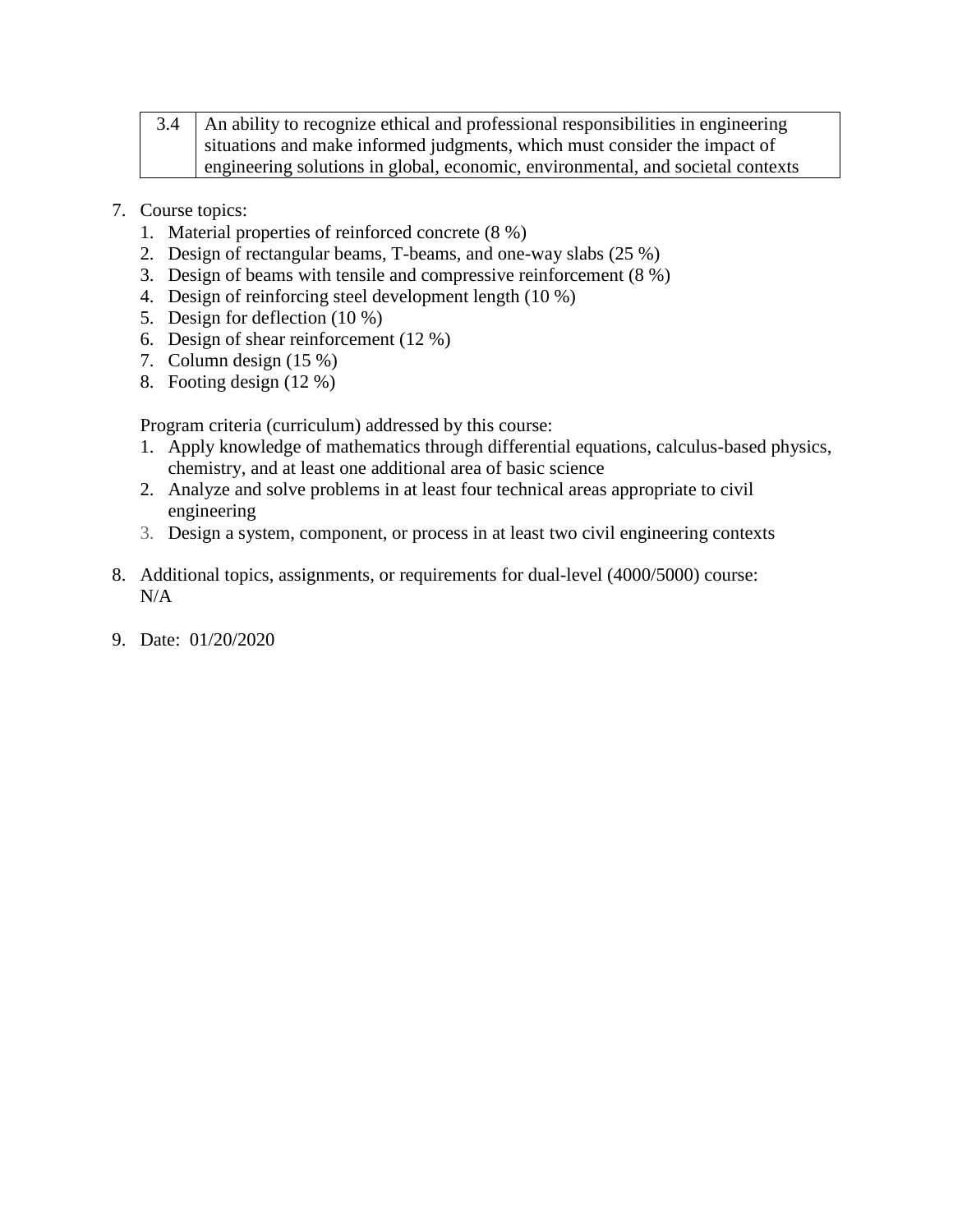| | |
|---|---|
| 3.4 | An ability to recognize ethical and professional responsibilities in engineering situations and make informed judgments, which must consider the impact of engineering solutions in global, economic, environmental, and societal contexts |

7. Course topics:
   1. Material properties of reinforced concrete (8 %)
   2. Design of rectangular beams, T-beams, and one-way slabs (25 %)
   3. Design of beams with tensile and compressive reinforcement (8 %)
   4. Design of reinforcing steel development length (10 %)
   5. Design for deflection (10 %)
   6. Design of shear reinforcement (12 %)
   7. Column design (15 %)
   8. Footing design (12 %)

   Program criteria (curriculum) addressed by this course:
   1. Apply knowledge of mathematics through differential equations, calculus-based physics, chemistry, and at least one additional area of basic science
   2. Analyze and solve problems in at least four technical areas appropriate to civil engineering
   3. Design a system, component, or process in at least two civil engineering contexts

8. Additional topics, assignments, or requirements for dual-level (4000/5000) course: N/A

9. Date: 01/20/2020